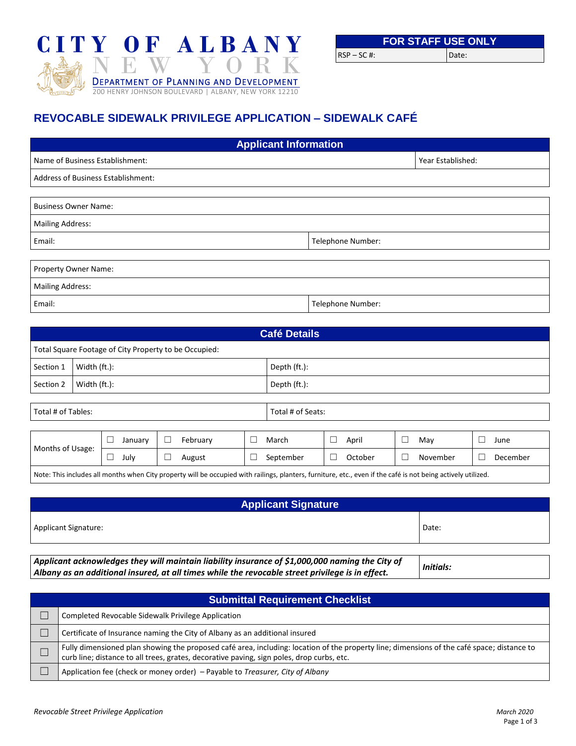# CITY OF ALBANY
## NEW YORK
DEPARTMENT OF PLANNING AND DEVELOPMENT
200 HENRY JOHNSON BOULEVARD | ALBANY, NEW YORK 12210

| FOR STAFF USE ONLY | |
|---|---|
| RSP – SC #: | Date: |

## REVOCABLE SIDEWALK PRIVILEGE APPLICATION – SIDEWALK CAFÉ

| Applicant Information | |
|---|---|
| Name of Business Establishment: | Year Established: |
| Address of Business Establishment: | |

| | |
|---|---|
| Business Owner Name: | |
| Mailing Address: | |
| Email: | Telephone Number: |

| | |
|---|---|
| Property Owner Name: | |
| Mailing Address: | |
| Email: | Telephone Number: |

| Café Details | | |
|---|---|---|
| Total Square Footage of City Property to be Occupied: | | |
| Section 1 | Width (ft.): | Depth (ft.): |
| Section 2 | Width (ft.): | Depth (ft.): |

| | |
|---|---|
| Total # of Tables: | Total # of Seats: |

| Months of Usage: | | | | | | |
|---|---|---|---|---|---|---|
| | ☐ January | ☐ February | ☐ March | ☐ April | ☐ May | ☐ June |
| | ☐ July | ☐ August | ☐ September | ☐ October | ☐ November | ☐ December |

Note: This includes all months when City property will be occupied with railings, planters, furniture, etc., even if the café is not being actively utilized.

| Applicant Signature | |
|---|---|
| Applicant Signature: | Date: |

| | |
|---|---|
| ***Applicant acknowledges they will maintain liability insurance of $1,000,000 naming the City of Albany as an additional insured, at all times while the revocable street privilege is in effect.*** | ***Initials:*** |

| Submittal Requirement Checklist | |
|---|---|
| ☐ | Completed Revocable Sidewalk Privilege Application |
| ☐ | Certificate of Insurance naming the City of Albany as an additional insured |
| ☐ | Fully dimensioned plan showing the proposed café area, including: location of the property line; dimensions of the café space; distance to curb line; distance to all trees, grates, decorative paving, sign poles, drop curbs, etc. |
| ☐ | Application fee (check or money order) – Payable to *Treasurer, City of Albany* |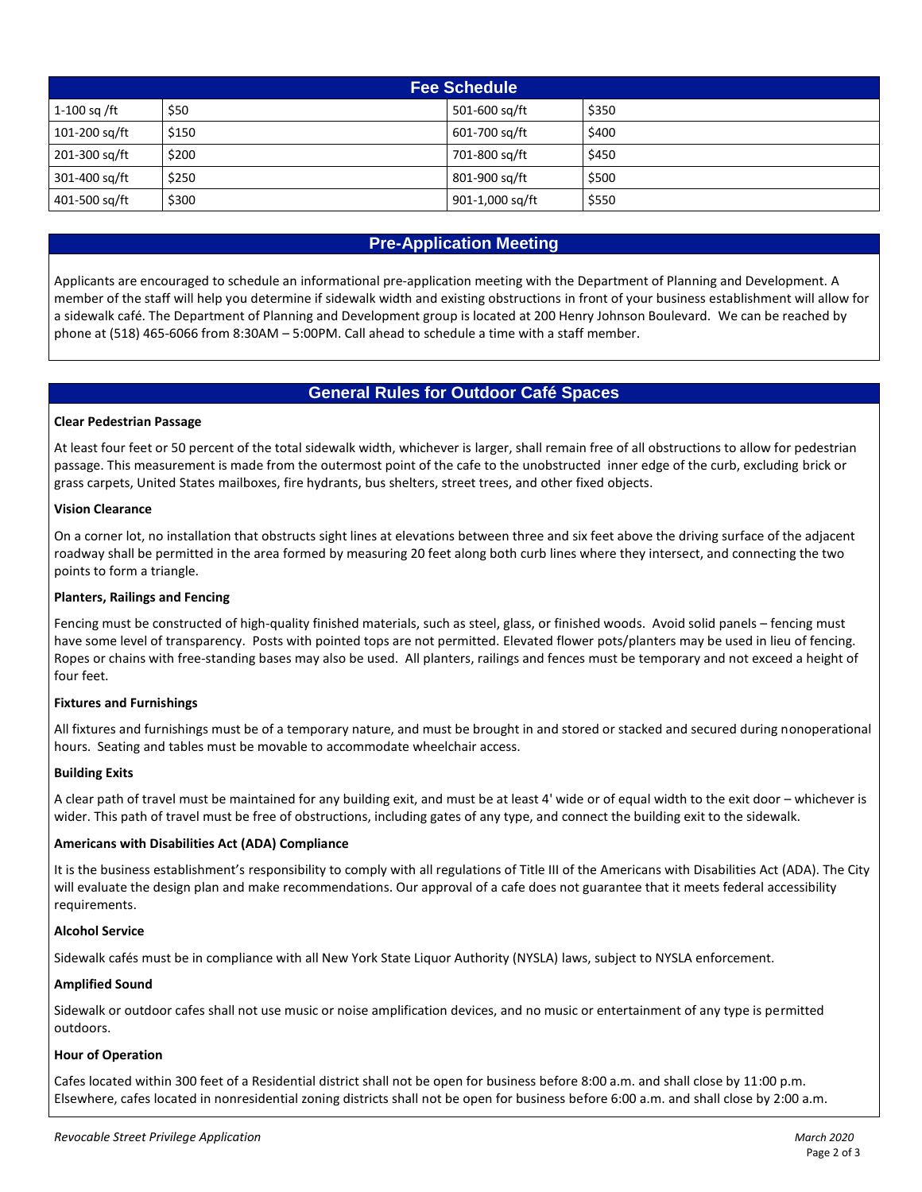## Fee Schedule

| | | | |
|---|---|---|---|
| 1-100 sq /ft | $50 | 501-600 sq/ft | $350 |
| 101-200 sq/ft | $150 | 601-700 sq/ft | $400 |
| 201-300 sq/ft | $200 | 701-800 sq/ft | $450 |
| 301-400 sq/ft | $250 | 801-900 sq/ft | $500 |
| 401-500 sq/ft | $300 | 901-1,000 sq/ft | $550 |

## Pre-Application Meeting

Applicants are encouraged to schedule an informational pre-application meeting with the Department of Planning and Development. A member of the staff will help you determine if sidewalk width and existing obstructions in front of your business establishment will allow for a sidewalk café. The Department of Planning and Development group is located at 200 Henry Johnson Boulevard. We can be reached by phone at (518) 465-6066 from 8:30AM – 5:00PM. Call ahead to schedule a time with a staff member.

## General Rules for Outdoor Café Spaces

**Clear Pedestrian Passage**

At least four feet or 50 percent of the total sidewalk width, whichever is larger, shall remain free of all obstructions to allow for pedestrian passage. This measurement is made from the outermost point of the cafe to the unobstructed inner edge of the curb, excluding brick or grass carpets, United States mailboxes, fire hydrants, bus shelters, street trees, and other fixed objects.

**Vision Clearance**

On a corner lot, no installation that obstructs sight lines at elevations between three and six feet above the driving surface of the adjacent roadway shall be permitted in the area formed by measuring 20 feet along both curb lines where they intersect, and connecting the two points to form a triangle.

**Planters, Railings and Fencing**

Fencing must be constructed of high-quality finished materials, such as steel, glass, or finished woods. Avoid solid panels – fencing must have some level of transparency. Posts with pointed tops are not permitted. Elevated flower pots/planters may be used in lieu of fencing. Ropes or chains with free-standing bases may also be used. All planters, railings and fences must be temporary and not exceed a height of four feet.

**Fixtures and Furnishings**

All fixtures and furnishings must be of a temporary nature, and must be brought in and stored or stacked and secured during nonoperational hours. Seating and tables must be movable to accommodate wheelchair access.

**Building Exits**

A clear path of travel must be maintained for any building exit, and must be at least 4' wide or of equal width to the exit door – whichever is wider. This path of travel must be free of obstructions, including gates of any type, and connect the building exit to the sidewalk.

**Americans with Disabilities Act (ADA) Compliance**

It is the business establishment's responsibility to comply with all regulations of Title III of the Americans with Disabilities Act (ADA). The City will evaluate the design plan and make recommendations. Our approval of a cafe does not guarantee that it meets federal accessibility requirements.

**Alcohol Service**

Sidewalk cafés must be in compliance with all New York State Liquor Authority (NYSLA) laws, subject to NYSLA enforcement.

**Amplified Sound**

Sidewalk or outdoor cafes shall not use music or noise amplification devices, and no music or entertainment of any type is permitted outdoors.

**Hour of Operation**

Cafes located within 300 feet of a Residential district shall not be open for business before 8:00 a.m. and shall close by 11:00 p.m. Elsewhere, cafes located in nonresidential zoning districts shall not be open for business before 6:00 a.m. and shall close by 2:00 a.m.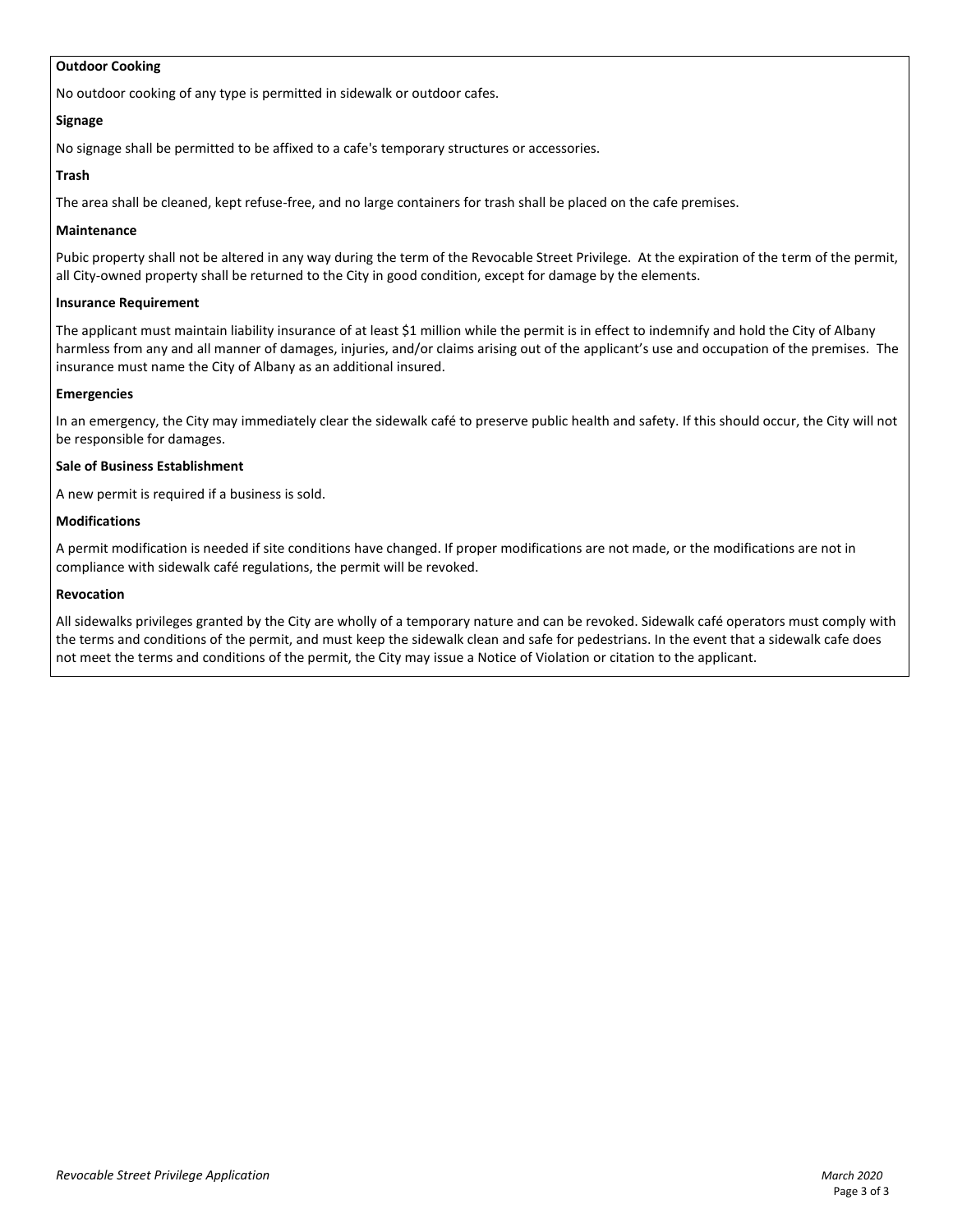**Outdoor Cooking**

No outdoor cooking of any type is permitted in sidewalk or outdoor cafes.

**Signage**

No signage shall be permitted to be affixed to a cafe's temporary structures or accessories.

**Trash**

The area shall be cleaned, kept refuse-free, and no large containers for trash shall be placed on the cafe premises.

**Maintenance**

Pubic property shall not be altered in any way during the term of the Revocable Street Privilege. At the expiration of the term of the permit, all City-owned property shall be returned to the City in good condition, except for damage by the elements.

**Insurance Requirement**

The applicant must maintain liability insurance of at least $1 million while the permit is in effect to indemnify and hold the City of Albany harmless from any and all manner of damages, injuries, and/or claims arising out of the applicant's use and occupation of the premises. The insurance must name the City of Albany as an additional insured.

**Emergencies**

In an emergency, the City may immediately clear the sidewalk café to preserve public health and safety. If this should occur, the City will not be responsible for damages.

**Sale of Business Establishment**

A new permit is required if a business is sold.

**Modifications**

A permit modification is needed if site conditions have changed. If proper modifications are not made, or the modifications are not in compliance with sidewalk café regulations, the permit will be revoked.

**Revocation**

All sidewalks privileges granted by the City are wholly of a temporary nature and can be revoked. Sidewalk café operators must comply with the terms and conditions of the permit, and must keep the sidewalk clean and safe for pedestrians. In the event that a sidewalk cafe does not meet the terms and conditions of the permit, the City may issue a Notice of Violation or citation to the applicant.